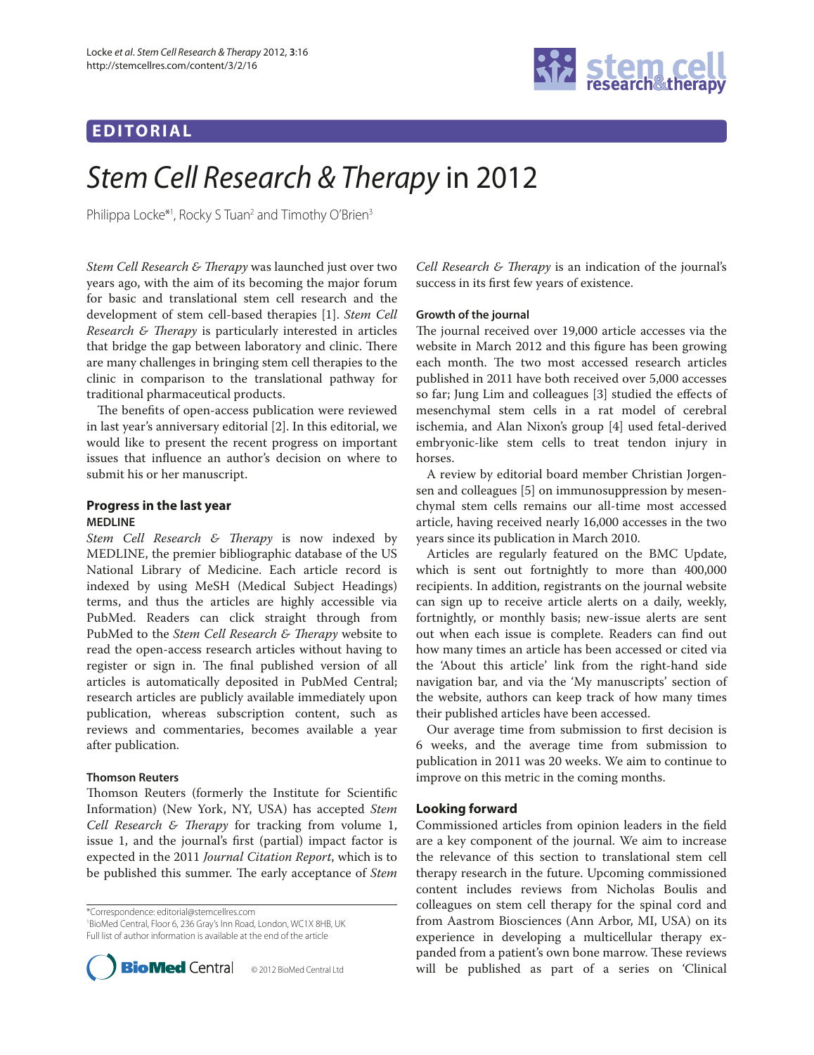EDITORIAL

# *Stem Cell Research & Therapy* in 2012

Philippa Locke*[1], Rocky S Tuan[2] and Timothy O'Brien[3]

*Stem Cell Research & Therapy* was launched just over two years ago, with the aim of its becoming the major forum for basic and translational stem cell research and the development of stem cell-based therapies [1]. *Stem Cell Research & Therapy* is particularly interested in articles that bridge the gap between laboratory and clinic. There are many challenges in bringing stem cell therapies to the clinic in comparison to the translational pathway for traditional pharmaceutical products.

The benefits of open-access publication were reviewed in last year's anniversary editorial [2]. In this editorial, we would like to present the recent progress on important issues that influence an author's decision on where to submit his or her manuscript.

## Progress in the last year

### MEDLINE

*Stem Cell Research & Therapy* is now indexed by MEDLINE, the premier bibliographic database of the US National Library of Medicine. Each article record is indexed by using MeSH (Medical Subject Headings) terms, and thus the articles are highly accessible via PubMed. Readers can click straight through from PubMed to the *Stem Cell Research & Therapy* website to read the open-access research articles without having to register or sign in. The final published version of all articles is automatically deposited in PubMed Central; research articles are publicly available immediately upon publication, whereas subscription content, such as reviews and commentaries, becomes available a year after publication.

### Thomson Reuters

Thomson Reuters (formerly the Institute for Scientific Information) (New York, NY, USA) has accepted *Stem Cell Research & Therapy* for tracking from volume 1, issue 1, and the journal's first (partial) impact factor is expected in the 2011 *Journal Citation Report*, which is to be published this summer. The early acceptance of *Stem Cell Research & Therapy* is an indication of the journal's success in its first few years of existence.

### Growth of the journal

The journal received over 19,000 article accesses via the website in March 2012 and this figure has been growing each month. The two most accessed research articles published in 2011 have both received over 5,000 accesses so far; Jung Lim and colleagues [3] studied the effects of mesenchymal stem cells in a rat model of cerebral ischemia, and Alan Nixon's group [4] used fetal-derived embryonic-like stem cells to treat tendon injury in horses.

A review by editorial board member Christian Jorgensen and colleagues [5] on immunosuppression by mesenchymal stem cells remains our all-time most accessed article, having received nearly 16,000 accesses in the two years since its publication in March 2010.

Articles are regularly featured on the BMC Update, which is sent out fortnightly to more than 400,000 recipients. In addition, registrants on the journal website can sign up to receive article alerts on a daily, weekly, fortnightly, or monthly basis; new-issue alerts are sent out when each issue is complete. Readers can find out how many times an article has been accessed or cited via the 'About this article' link from the right-hand side navigation bar, and via the 'My manuscripts' section of the website, authors can keep track of how many times their published articles have been accessed.

Our average time from submission to first decision is 6 weeks, and the average time from submission to publication in 2011 was 20 weeks. We aim to continue to improve on this metric in the coming months.

## Looking forward

Commissioned articles from opinion leaders in the field are a key component of the journal. We aim to increase the relevance of this section to translational stem cell therapy research in the future. Upcoming commissioned content includes reviews from Nicholas Boulis and colleagues on stem cell therapy for the spinal cord and from Aastrom Biosciences (Ann Arbor, MI, USA) on its experience in developing a multicellular therapy expanded from a patient's own bone marrow. These reviews will be published as part of a series on 'Clinical

*Correspondence: editorial@stemcellres.com
[1]BioMed Central, Floor 6, 236 Gray's Inn Road, London, WC1X 8HB, UK
Full list of author information is available at the end of the article

© 2012 BioMed Central Ltd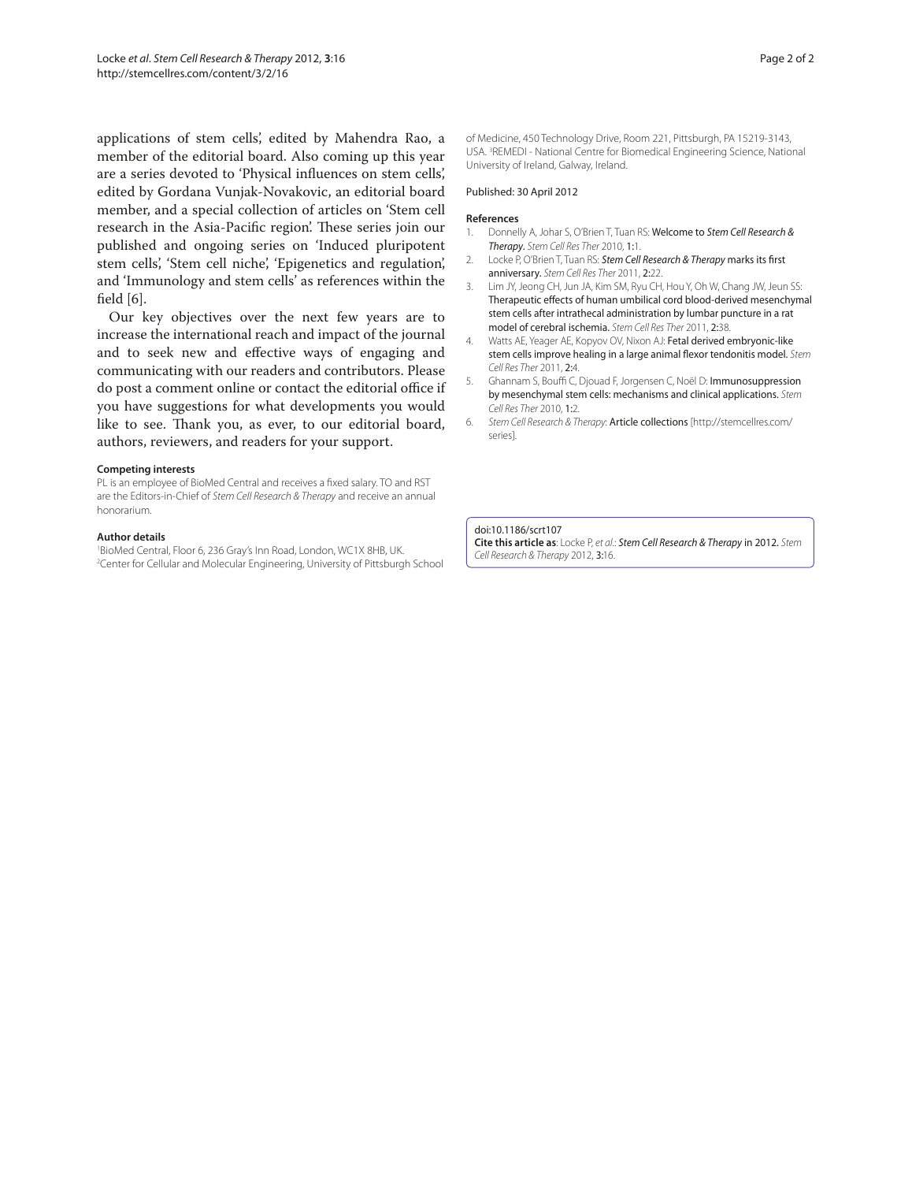applications of stem cells', edited by Mahendra Rao, a member of the editorial board. Also coming up this year are a series devoted to 'Physical influences on stem cells', edited by Gordana Vunjak-Novakovic, an editorial board member, and a special collection of articles on 'Stem cell research in the Asia-Pacific region'. These series join our published and ongoing series on 'Induced pluripotent stem cells', 'Stem cell niche', 'Epigenetics and regulation', and 'Immunology and stem cells' as references within the field [6].

Our key objectives over the next few years are to increase the international reach and impact of the journal and to seek new and effective ways of engaging and communicating with our readers and contributors. Please do post a comment online or contact the editorial office if you have suggestions for what developments you would like to see. Thank you, as ever, to our editorial board, authors, reviewers, and readers for your support.

#### Competing interests

PL is an employee of BioMed Central and receives a fixed salary. TO and RST are the Editors-in-Chief of *Stem Cell Research & Therapy* and receive an annual honorarium.

#### Author details

[1]BioMed Central, Floor 6, 236 Gray's Inn Road, London, WC1X 8HB, UK. [2]Center for Cellular and Molecular Engineering, University of Pittsburgh School of Medicine, 450 Technology Drive, Room 221, Pittsburgh, PA 15219-3143, USA. [3]REMEDI - National Centre for Biomedical Engineering Science, National University of Ireland, Galway, Ireland.

Published: 30 April 2012

#### References

1. Donnelly A, Johar S, O'Brien T, Tuan RS: Welcome to *Stem Cell Research & Therapy*. *Stem Cell Res Ther* 2010, **1**:1.
2. Locke P, O'Brien T, Tuan RS: *Stem Cell Research & Therapy* marks its first anniversary. *Stem Cell Res Ther* 2011, **2**:22.
3. Lim JY, Jeong CH, Jun JA, Kim SM, Ryu CH, Hou Y, Oh W, Chang JW, Jeun SS: Therapeutic effects of human umbilical cord blood-derived mesenchymal stem cells after intrathecal administration by lumbar puncture in a rat model of cerebral ischemia. *Stem Cell Res Ther* 2011, **2**:38.
4. Watts AE, Yeager AE, Kopyov OV, Nixon AJ: Fetal derived embryonic-like stem cells improve healing in a large animal flexor tendonitis model. *Stem Cell Res Ther* 2011, **2**:4.
5. Ghannam S, Bouffi C, Djouad F, Jorgensen C, Noël D: Immunosuppression by mesenchymal stem cells: mechanisms and clinical applications. *Stem Cell Res Ther* 2010, **1**:2.
6. *Stem Cell Research & Therapy*: Article collections [http://stemcellres.com/series].

doi:10.1186/scrt107

**Cite this article as**: Locke P, *et al.*: *Stem Cell Research & Therapy* in 2012. *Stem Cell Research & Therapy* 2012, **3**:16.